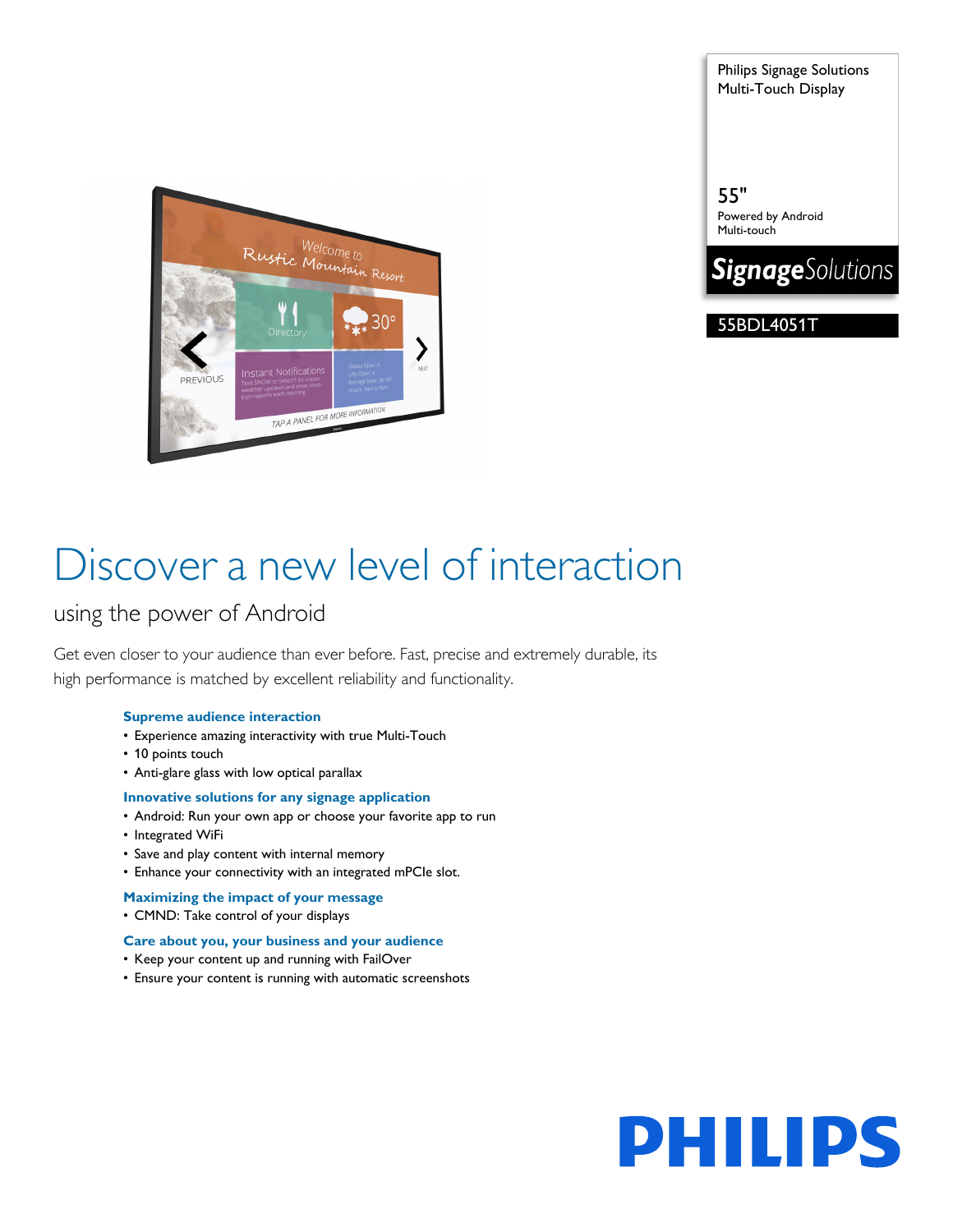Philips Signage Solutions
Multi-Touch Display

55"
Powered by Android
Multi-touch

**Signage**Solutions

55BDL4051T

# Discover a new level of interaction

## using the power of Android

Get even closer to your audience than ever before. Fast, precise and extremely durable, its high performance is matched by excellent reliability and functionality.

**Supreme audience interaction**
- Experience amazing interactivity with true Multi-Touch
- 10 points touch
- Anti-glare glass with low optical parallax

**Innovative solutions for any signage application**
- Android: Run your own app or choose your favorite app to run
- Integrated WiFi
- Save and play content with internal memory
- Enhance your connectivity with an integrated mPCIe slot.

**Maximizing the impact of your message**
- CMND: Take control of your displays

**Care about you, your business and your audience**
- Keep your content up and running with FailOver
- Ensure your content is running with automatic screenshots

PHILIPS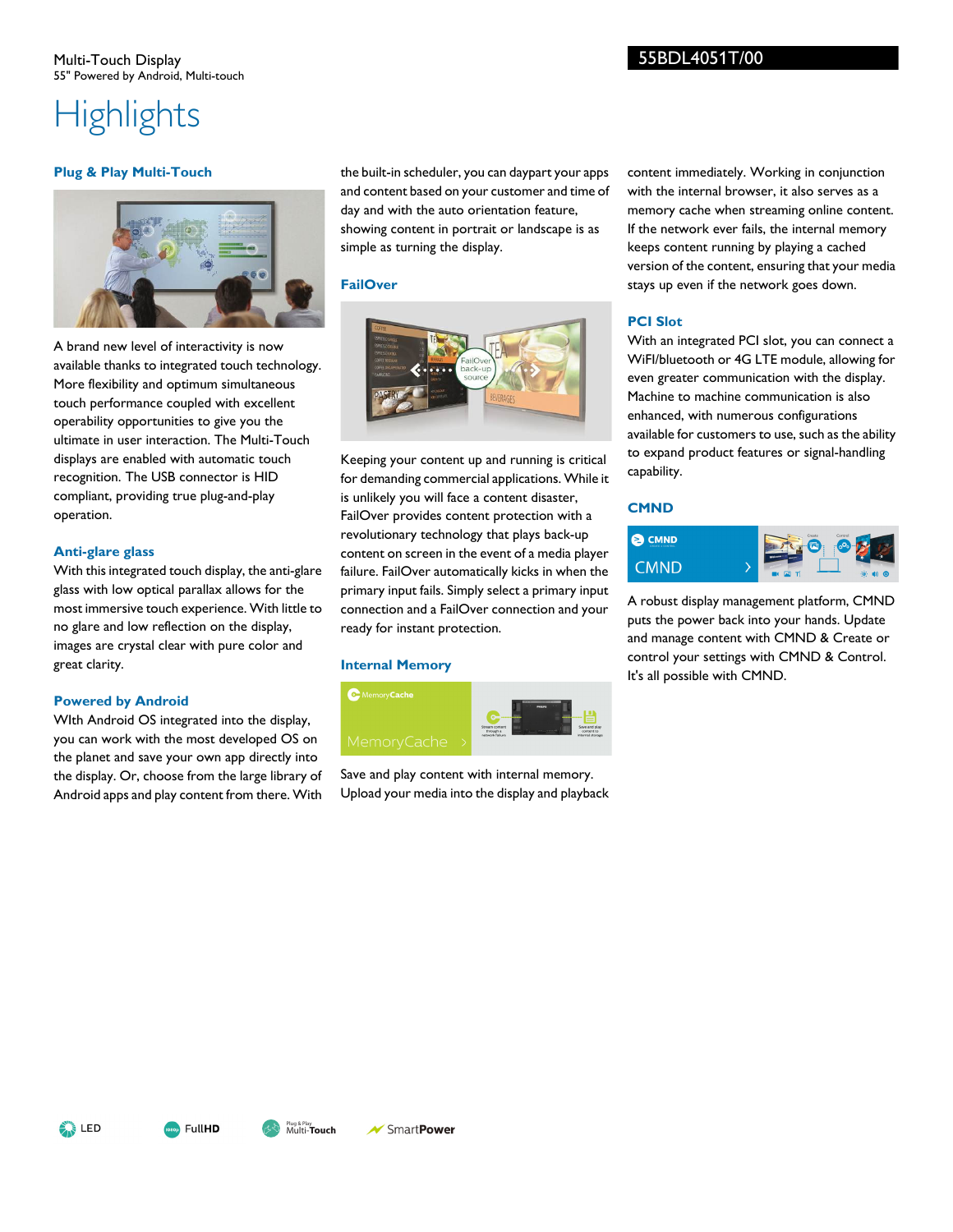Multi-Touch Display
55" Powered by Android, Multi-touch

55BDL4051T/00

# Highlights

### Plug & Play Multi-Touch

A brand new level of interactivity is now available thanks to integrated touch technology. More flexibility and optimum simultaneous touch performance coupled with excellent operability opportunities to give you the ultimate in user interaction. The Multi-Touch displays are enabled with automatic touch recognition. The USB connector is HID compliant, providing true plug-and-play operation.

### Anti-glare glass

With this integrated touch display, the anti-glare glass with low optical parallax allows for the most immersive touch experience. With little to no glare and low reflection on the display, images are crystal clear with pure color and great clarity.

### Powered by Android

WIth Android OS integrated into the display, you can work with the most developed OS on the planet and save your own app directly into the display. Or, choose from the large library of Android apps and play content from there. With the built-in scheduler, you can daypart your apps and content based on your customer and time of day and with the auto orientation feature, showing content in portrait or landscape is as simple as turning the display.

### FailOver

Keeping your content up and running is critical for demanding commercial applications. While it is unlikely you will face a content disaster, FailOver provides content protection with a revolutionary technology that plays back-up content on screen in the event of a media player failure. FailOver automatically kicks in when the primary input fails. Simply select a primary input connection and a FailOver connection and your ready for instant protection.

### Internal Memory

Save and play content with internal memory. Upload your media into the display and playback content immediately. Working in conjunction with the internal browser, it also serves as a memory cache when streaming online content. If the network ever fails, the internal memory keeps content running by playing a cached version of the content, ensuring that your media stays up even if the network goes down.

### PCI Slot

With an integrated PCI slot, you can connect a WiFI/bluetooth or 4G LTE module, allowing for even greater communication with the display. Machine to machine communication is also enhanced, with numerous configurations available for customers to use, such as the ability to expand product features or signal-handling capability.

### CMND

A robust display management platform, CMND puts the power back into your hands. Update and manage content with CMND & Create or control your settings with CMND & Control. It's all possible with CMND.

LED | FullHD | Plug & Play Multi-Touch | SmartPower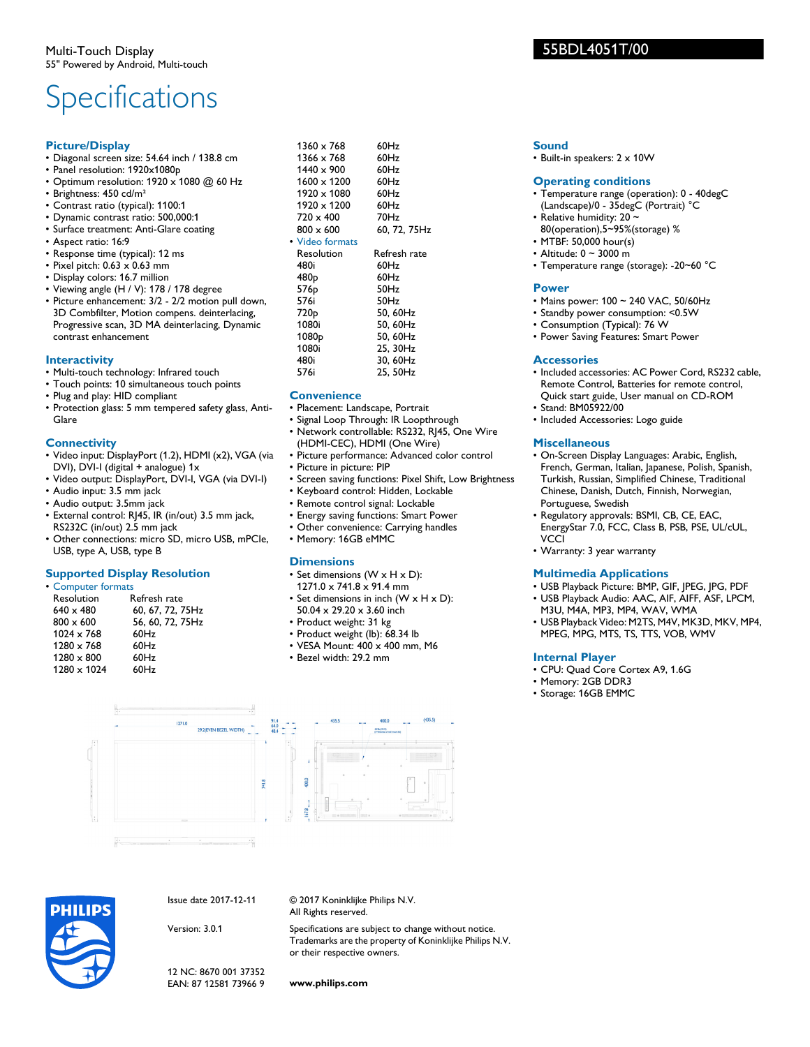Multi-Touch Display
55" Powered by Android, Multi-touch

55BDL4051T/00

# Specifications

## Picture/Display

- Diagonal screen size: 54.64 inch / 138.8 cm
- Panel resolution: 1920x1080p
- Optimum resolution: 1920 x 1080 @ 60 Hz
- Brightness: 450 cd/m²
- Contrast ratio (typical): 1100:1
- Dynamic contrast ratio: 500,000:1
- Surface treatment: Anti-Glare coating
- Aspect ratio: 16:9
- Response time (typical): 12 ms
- Pixel pitch: 0.63 x 0.63 mm
- Display colors: 16.7 million
- Viewing angle (H / V): 178 / 178 degree
- Picture enhancement: 3/2 - 2/2 motion pull down, 3D Combfilter, Motion compens. deinterlacing, Progressive scan, 3D MA deinterlacing, Dynamic contrast enhancement

## Interactivity

- Multi-touch technology: Infrared touch
- Touch points: 10 simultaneous touch points
- Plug and play: HID compliant
- Protection glass: 5 mm tempered safety glass, Anti-Glare

## Connectivity

- Video input: DisplayPort (1.2), HDMI (x2), VGA (via DVI), DVI-I (digital + analogue) 1x
- Video output: DisplayPort, DVI-I, VGA (via DVI-I)
- Audio input: 3.5 mm jack
- Audio output: 3.5mm jack
- External control: RJ45, IR (in/out) 3.5 mm jack, RS232C (in/out) 2.5 mm jack
- Other connections: micro SD, micro USB, mPCIe, USB, type A, USB, type B

## Supported Display Resolution

- Computer formats

| Resolution | Refresh rate |
|---|---|
| 640 x 480 | 60, 67, 72, 75Hz |
| 800 x 600 | 56, 60, 72, 75Hz |
| 1024 x 768 | 60Hz |
| 1280 x 768 | 60Hz |
| 1280 x 800 | 60Hz |
| 1280 x 1024 | 60Hz |
| 1360 x 768 | 60Hz |
| 1366 x 768 | 60Hz |
| 1440 x 900 | 60Hz |
| 1600 x 1200 | 60Hz |
| 1920 x 1080 | 60Hz |
| 1920 x 1200 | 60Hz |
| 720 x 400 | 70Hz |
| 800 x 600 | 60, 72, 75Hz |

- Video formats

| Resolution | Refresh rate |
|---|---|
| 480i | 60Hz |
| 480p | 60Hz |
| 576p | 50Hz |
| 576i | 50Hz |
| 720p | 50, 60Hz |
| 1080i | 50, 60Hz |
| 1080p | 50, 60Hz |
| 1080i | 25, 30Hz |
| 480i | 30, 60Hz |
| 576i | 25, 50Hz |

## Convenience

- Placement: Landscape, Portrait
- Signal Loop Through: IR Loopthrough
- Network controllable: RS232, RJ45, One Wire (HDMI-CEC), HDMI (One Wire)
- Picture performance: Advanced color control
- Picture in picture: PIP
- Screen saving functions: Pixel Shift, Low Brightness
- Keyboard control: Hidden, Lockable
- Remote control signal: Lockable
- Energy saving functions: Smart Power
- Other convenience: Carrying handles
- Memory: 16GB eMMC

## Dimensions

- Set dimensions (W x H x D): 1271.0 x 741.8 x 91.4 mm
- Set dimensions in inch (W x H x D): 50.04 x 29.20 x 3.60 inch
- Product weight: 31 kg
- Product weight (lb): 68.34 lb
- VESA Mount: 400 x 400 mm, M6
- Bezel width: 29.2 mm

## Sound

- Built-in speakers: 2 x 10W

## Operating conditions

- Temperature range (operation): 0 - 40degC (Landscape)/0 - 35degC (Portrait) °C
- Relative humidity: 20 ~ 80(operation),5~95%(storage) %
- MTBF: 50,000 hour(s)
- Altitude: 0 ~ 3000 m
- Temperature range (storage): -20~60 °C

## Power

- Mains power: 100 ~ 240 VAC, 50/60Hz
- Standby power consumption: <0.5W
- Consumption (Typical): 76 W
- Power Saving Features: Smart Power

## Accessories

- Included accessories: AC Power Cord, RS232 cable, Remote Control, Batteries for remote control, Quick start guide, User manual on CD-ROM
- Stand: BM05922/00
- Included Accessories: Logo guide

## Miscellaneous

- On-Screen Display Languages: Arabic, English, French, German, Italian, Japanese, Polish, Spanish, Turkish, Russian, Simplified Chinese, Traditional Chinese, Danish, Dutch, Finnish, Norwegian, Portuguese, Swedish
- Regulatory approvals: BSMI, CB, CE, EAC, EnergyStar 7.0, FCC, Class B, PSB, PSE, UL/cUL, VCCI
- Warranty: 3 year warranty

## Multimedia Applications

- USB Playback Picture: BMP, GIF, JPEG, JPG, PDF
- USB Playback Audio: AAC, AIF, AIFF, ASF, LPCM, M3U, M4A, MP3, MP4, WAV, WMA
- USB Playback Video: M2TS, M4V, MK3D, MKV, MP4, MPEG, MPG, MTS, TS, TTS, VOB, WMV

## Internal Player

- CPU: Quad Core Cortex A9, 1.6G
- Memory: 2GB DDR3
- Storage: 16GB EMMC

1271.0
29.2(EVEN BEZEL WIDTH)
741.8
91.4
64.0
48.4
435.5
400.0
(435.5)
400.0
167.8

Issue date 2017-12-11

Version: 3.0.1

12 NC: 8670 001 37352
EAN: 87 12581 73966 9

© 2017 Koninklijke Philips N.V.
All Rights reserved.

Specifications are subject to change without notice. Trademarks are the property of Koninklijke Philips N.V. or their respective owners.

www.philips.com